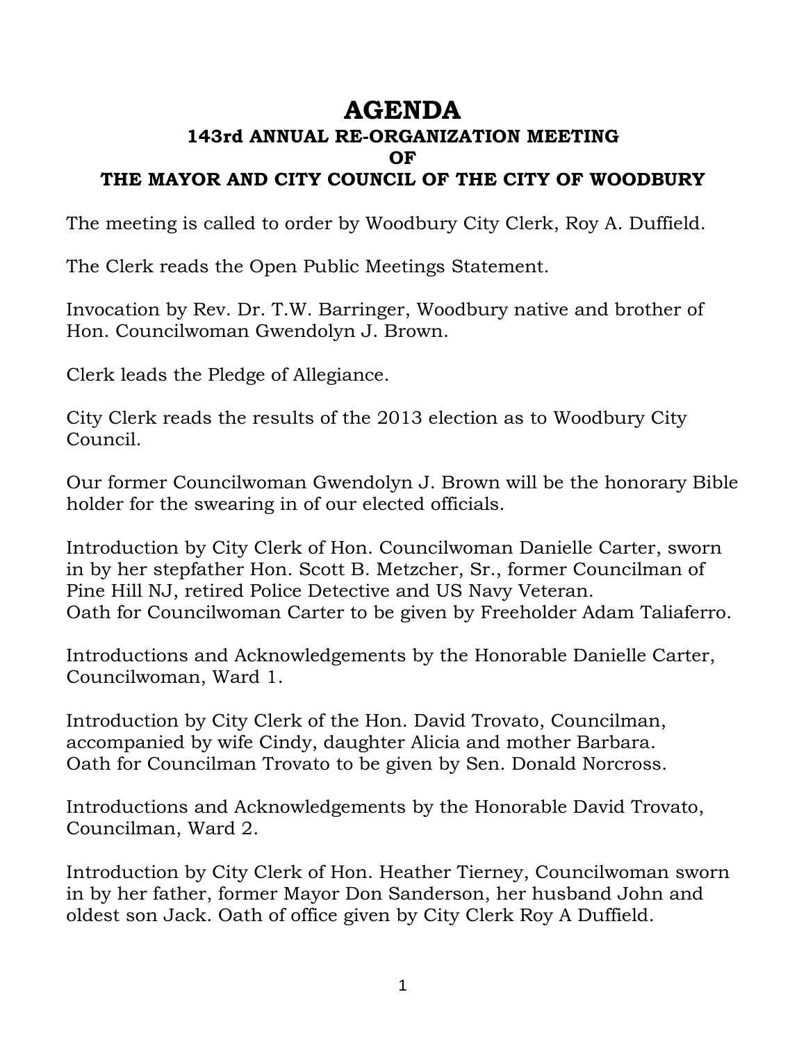# AGENDA

## 143rd ANNUAL RE-ORGANIZATION MEETING
## OF
## THE MAYOR AND CITY COUNCIL OF THE CITY OF WOODBURY

The meeting is called to order by Woodbury City Clerk, Roy A. Duffield.

The Clerk reads the Open Public Meetings Statement.

Invocation by Rev. Dr. T.W. Barringer, Woodbury native and brother of Hon. Councilwoman Gwendolyn J. Brown.

Clerk leads the Pledge of Allegiance.

City Clerk reads the results of the 2013 election as to Woodbury City Council.

Our former Councilwoman Gwendolyn J. Brown will be the honorary Bible holder for the swearing in of our elected officials.

Introduction by City Clerk of Hon. Councilwoman Danielle Carter, sworn in by her stepfather Hon. Scott B. Metzcher, Sr., former Councilman of Pine Hill NJ, retired Police Detective and US Navy Veteran.
Oath for Councilwoman Carter to be given by Freeholder Adam Taliaferro.

Introductions and Acknowledgements by the Honorable Danielle Carter, Councilwoman, Ward 1.

Introduction by City Clerk of the Hon. David Trovato, Councilman, accompanied by wife Cindy, daughter Alicia and mother Barbara.
Oath for Councilman Trovato to be given by Sen. Donald Norcross.

Introductions and Acknowledgements by the Honorable David Trovato, Councilman, Ward 2.

Introduction by City Clerk of Hon. Heather Tierney, Councilwoman sworn in by her father, former Mayor Don Sanderson, her husband John and oldest son Jack. Oath of office given by City Clerk Roy A Duffield.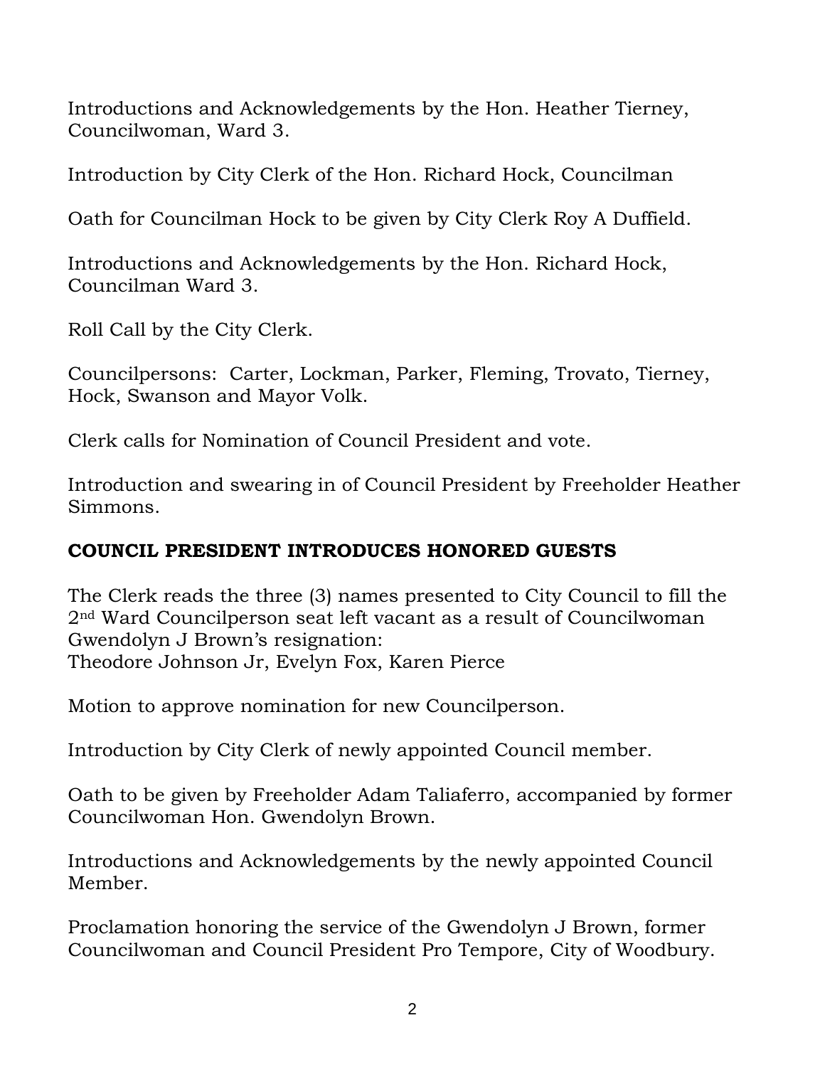Introductions and Acknowledgements by the Hon. Heather Tierney, Councilwoman, Ward 3.

Introduction by City Clerk of the Hon. Richard Hock, Councilman

Oath for Councilman Hock to be given by City Clerk Roy A Duffield.

Introductions and Acknowledgements by the Hon. Richard Hock, Councilman Ward 3.

Roll Call by the City Clerk.

Councilpersons: Carter, Lockman, Parker, Fleming, Trovato, Tierney, Hock, Swanson and Mayor Volk.

Clerk calls for Nomination of Council President and vote.

Introduction and swearing in of Council President by Freeholder Heather Simmons.

**COUNCIL PRESIDENT INTRODUCES HONORED GUESTS**

The Clerk reads the three (3) names presented to City Council to fill the 2nd Ward Councilperson seat left vacant as a result of Councilwoman Gwendolyn J Brown's resignation:
Theodore Johnson Jr, Evelyn Fox, Karen Pierce

Motion to approve nomination for new Councilperson.

Introduction by City Clerk of newly appointed Council member.

Oath to be given by Freeholder Adam Taliaferro, accompanied by former Councilwoman Hon. Gwendolyn Brown.

Introductions and Acknowledgements by the newly appointed Council Member.

Proclamation honoring the service of the Gwendolyn J Brown, former Councilwoman and Council President Pro Tempore, City of Woodbury.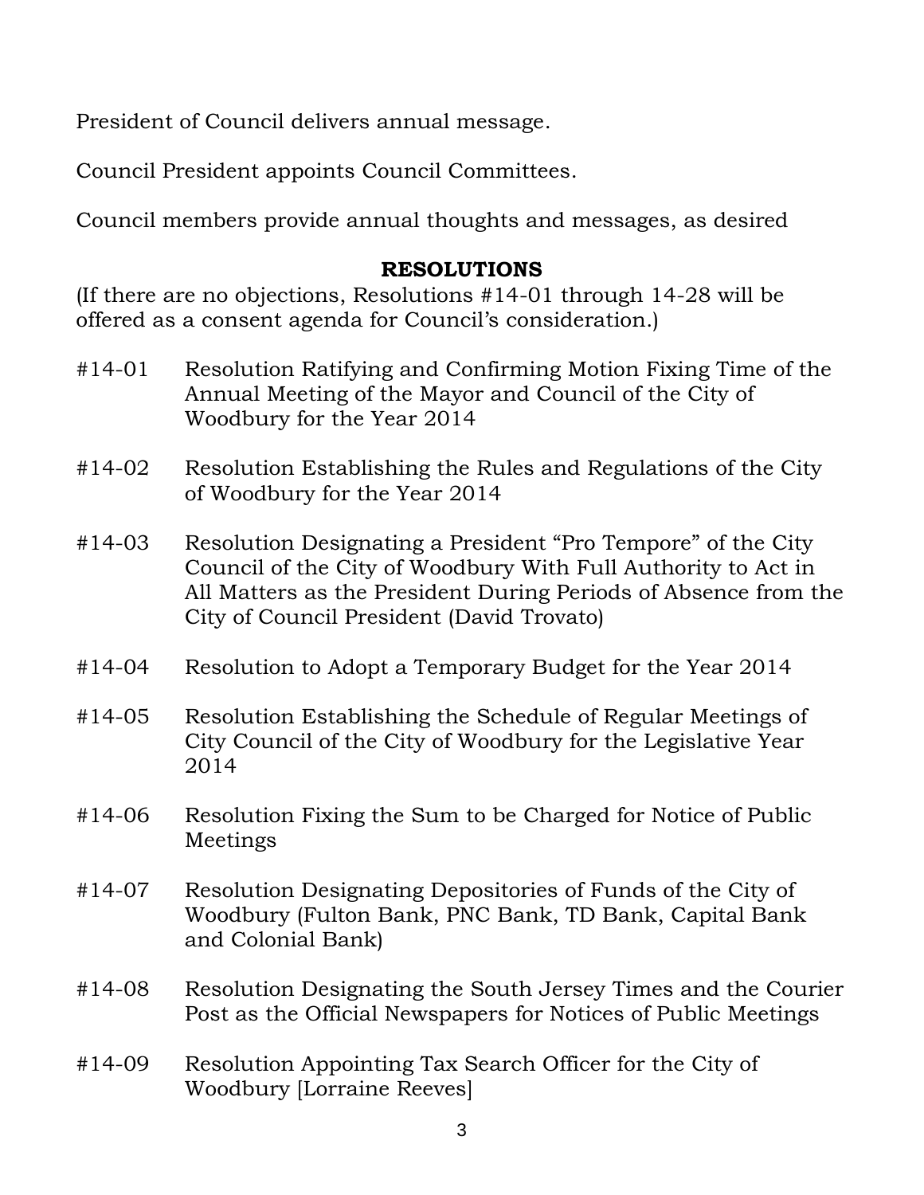President of Council delivers annual message.

Council President appoints Council Committees.

Council members provide annual thoughts and messages, as desired

## RESOLUTIONS

(If there are no objections, Resolutions #14-01 through 14-28 will be offered as a consent agenda for Council's consideration.)

#14-01 Resolution Ratifying and Confirming Motion Fixing Time of the Annual Meeting of the Mayor and Council of the City of Woodbury for the Year 2014

#14-02 Resolution Establishing the Rules and Regulations of the City of Woodbury for the Year 2014

#14-03 Resolution Designating a President "Pro Tempore" of the City Council of the City of Woodbury With Full Authority to Act in All Matters as the President During Periods of Absence from the City of Council President (David Trovato)

#14-04 Resolution to Adopt a Temporary Budget for the Year 2014

#14-05 Resolution Establishing the Schedule of Regular Meetings of City Council of the City of Woodbury for the Legislative Year 2014

#14-06 Resolution Fixing the Sum to be Charged for Notice of Public Meetings

#14-07 Resolution Designating Depositories of Funds of the City of Woodbury (Fulton Bank, PNC Bank, TD Bank, Capital Bank and Colonial Bank)

#14-08 Resolution Designating the South Jersey Times and the Courier Post as the Official Newspapers for Notices of Public Meetings

#14-09 Resolution Appointing Tax Search Officer for the City of Woodbury [Lorraine Reeves]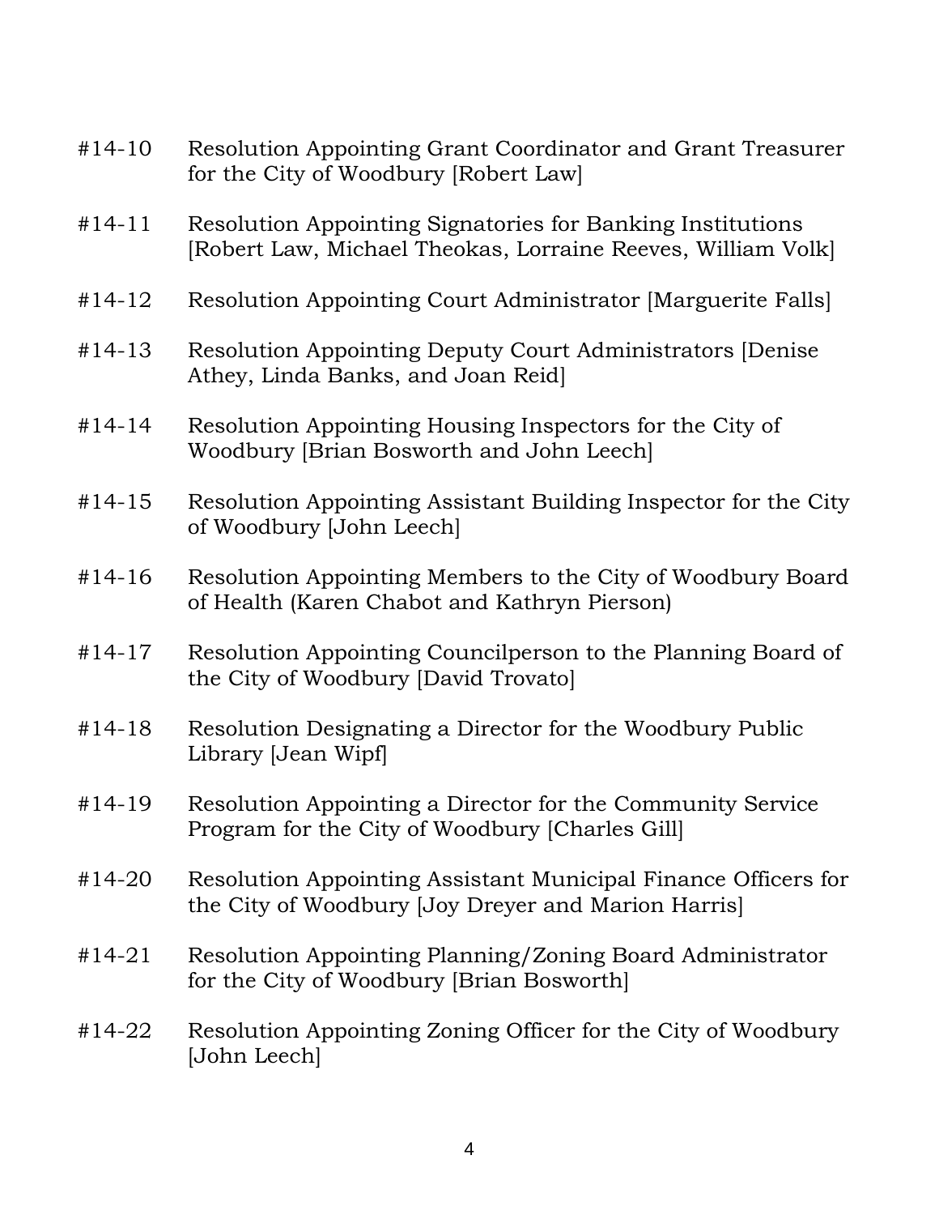#14-10 Resolution Appointing Grant Coordinator and Grant Treasurer for the City of Woodbury [Robert Law]

#14-11 Resolution Appointing Signatories for Banking Institutions [Robert Law, Michael Theokas, Lorraine Reeves, William Volk]

#14-12 Resolution Appointing Court Administrator [Marguerite Falls]

#14-13 Resolution Appointing Deputy Court Administrators [Denise Athey, Linda Banks, and Joan Reid]

#14-14 Resolution Appointing Housing Inspectors for the City of Woodbury [Brian Bosworth and John Leech]

#14-15 Resolution Appointing Assistant Building Inspector for the City of Woodbury [John Leech]

#14-16 Resolution Appointing Members to the City of Woodbury Board of Health (Karen Chabot and Kathryn Pierson)

#14-17 Resolution Appointing Councilperson to the Planning Board of the City of Woodbury [David Trovato]

#14-18 Resolution Designating a Director for the Woodbury Public Library [Jean Wipf]

#14-19 Resolution Appointing a Director for the Community Service Program for the City of Woodbury [Charles Gill]

#14-20 Resolution Appointing Assistant Municipal Finance Officers for the City of Woodbury [Joy Dreyer and Marion Harris]

#14-21 Resolution Appointing Planning/Zoning Board Administrator for the City of Woodbury [Brian Bosworth]

#14-22 Resolution Appointing Zoning Officer for the City of Woodbury [John Leech]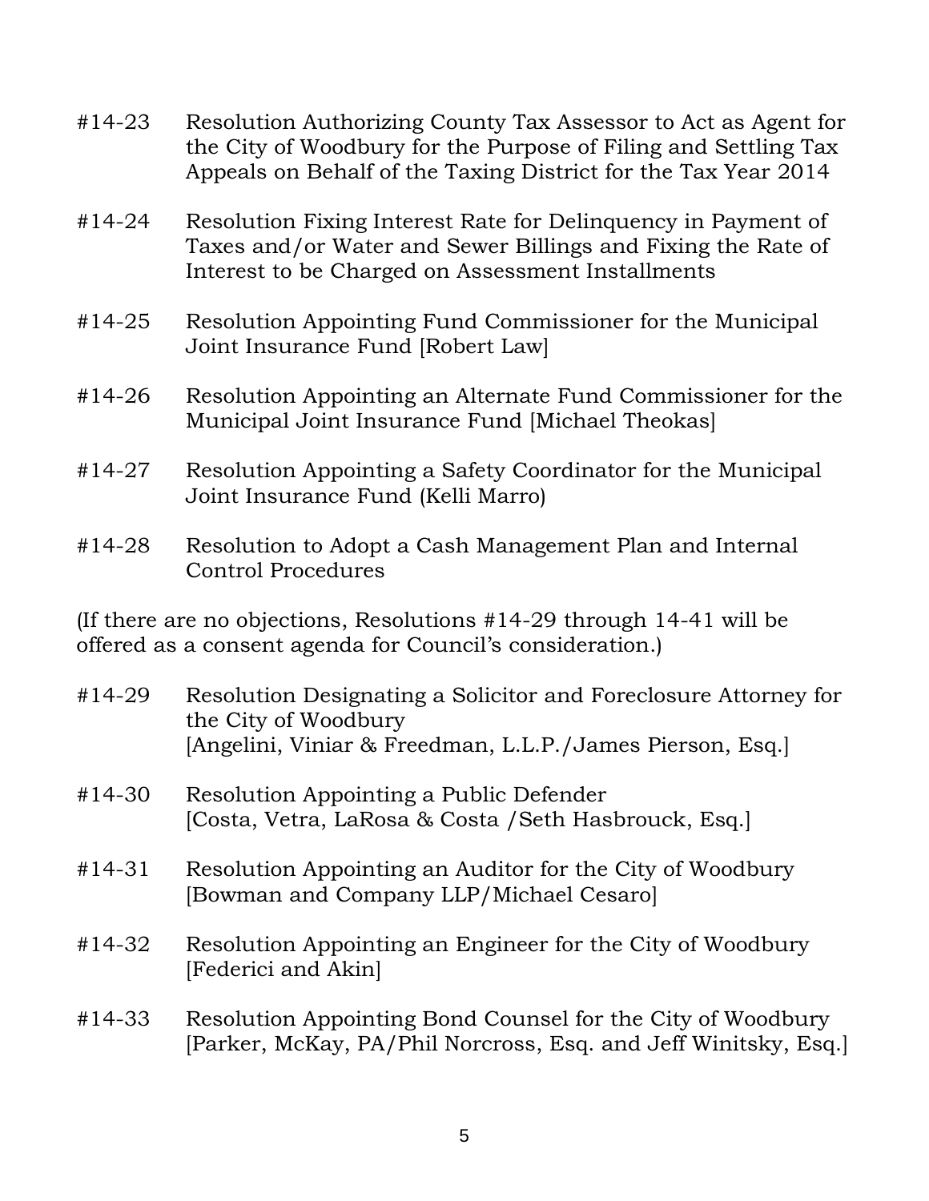#14-23 Resolution Authorizing County Tax Assessor to Act as Agent for the City of Woodbury for the Purpose of Filing and Settling Tax Appeals on Behalf of the Taxing District for the Tax Year 2014

#14-24 Resolution Fixing Interest Rate for Delinquency in Payment of Taxes and/or Water and Sewer Billings and Fixing the Rate of Interest to be Charged on Assessment Installments

#14-25 Resolution Appointing Fund Commissioner for the Municipal Joint Insurance Fund [Robert Law]

#14-26 Resolution Appointing an Alternate Fund Commissioner for the Municipal Joint Insurance Fund [Michael Theokas]

#14-27 Resolution Appointing a Safety Coordinator for the Municipal Joint Insurance Fund (Kelli Marro)

#14-28 Resolution to Adopt a Cash Management Plan and Internal Control Procedures

(If there are no objections, Resolutions #14-29 through 14-41 will be offered as a consent agenda for Council's consideration.)

#14-29 Resolution Designating a Solicitor and Foreclosure Attorney for the City of Woodbury
[Angelini, Viniar & Freedman, L.L.P./James Pierson, Esq.]

#14-30 Resolution Appointing a Public Defender
[Costa, Vetra, LaRosa & Costa /Seth Hasbrouck, Esq.]

#14-31 Resolution Appointing an Auditor for the City of Woodbury
[Bowman and Company LLP/Michael Cesaro]

#14-32 Resolution Appointing an Engineer for the City of Woodbury
[Federici and Akin]

#14-33 Resolution Appointing Bond Counsel for the City of Woodbury
[Parker, McKay, PA/Phil Norcross, Esq. and Jeff Winitsky, Esq.]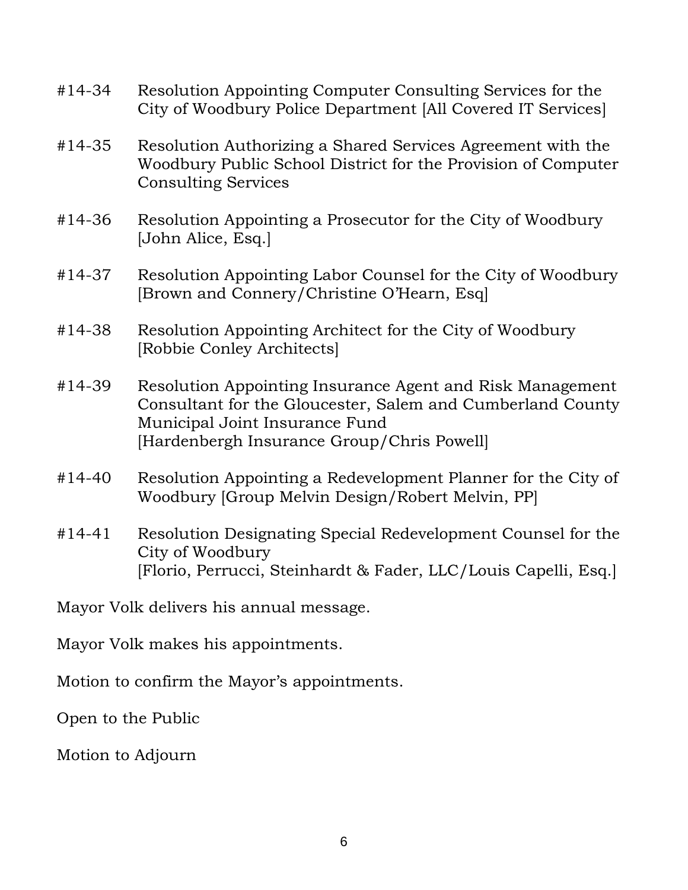#14-34 Resolution Appointing Computer Consulting Services for the City of Woodbury Police Department [All Covered IT Services]

#14-35 Resolution Authorizing a Shared Services Agreement with the Woodbury Public School District for the Provision of Computer Consulting Services

#14-36 Resolution Appointing a Prosecutor for the City of Woodbury [John Alice, Esq.]

#14-37 Resolution Appointing Labor Counsel for the City of Woodbury [Brown and Connery/Christine O'Hearn, Esq]

#14-38 Resolution Appointing Architect for the City of Woodbury [Robbie Conley Architects]

#14-39 Resolution Appointing Insurance Agent and Risk Management Consultant for the Gloucester, Salem and Cumberland County Municipal Joint Insurance Fund [Hardenbergh Insurance Group/Chris Powell]

#14-40 Resolution Appointing a Redevelopment Planner for the City of Woodbury [Group Melvin Design/Robert Melvin, PP]

#14-41 Resolution Designating Special Redevelopment Counsel for the City of Woodbury [Florio, Perrucci, Steinhardt & Fader, LLC/Louis Capelli, Esq.]

Mayor Volk delivers his annual message.

Mayor Volk makes his appointments.

Motion to confirm the Mayor's appointments.

Open to the Public

Motion to Adjourn